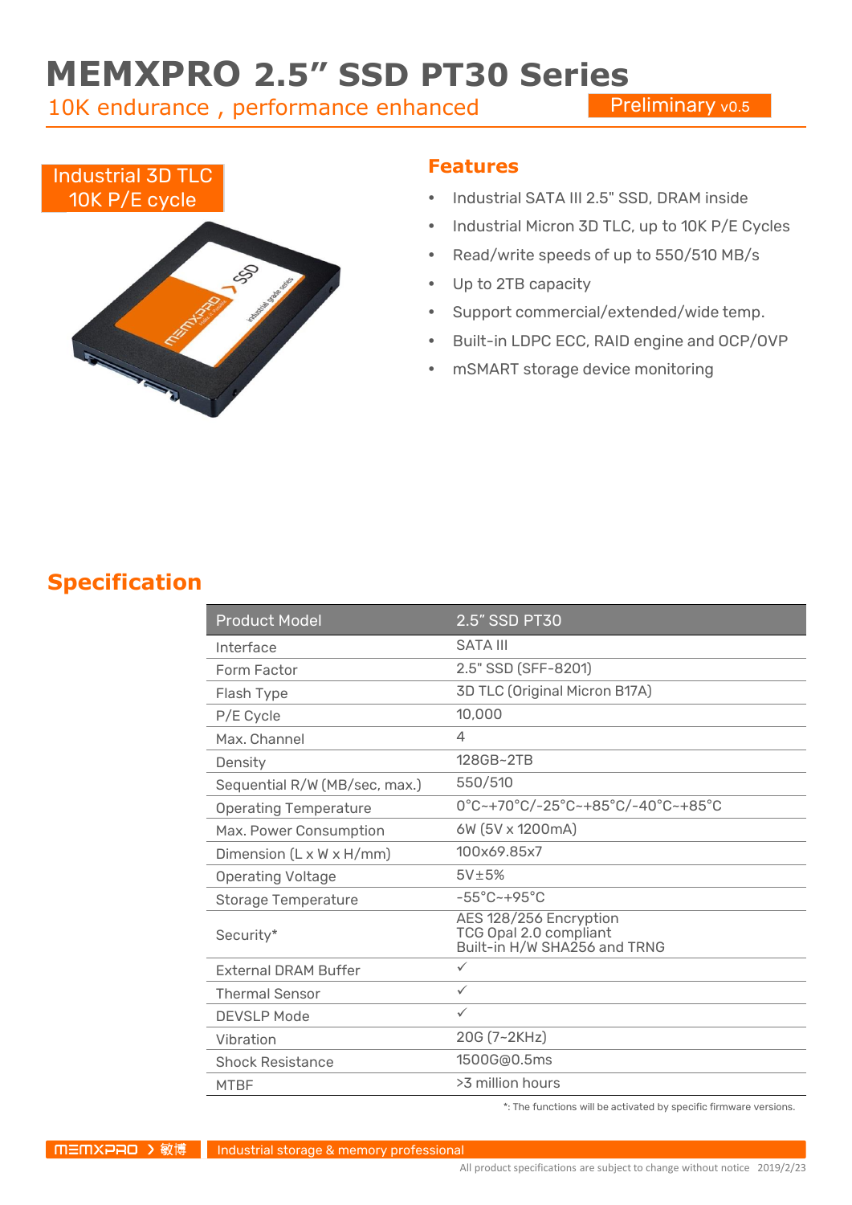# MEMXPRO 2.5" SSD PT30 Series

10K endurance , performance enhanced

Preliminary v0.5

Industrial 3D TLC 10K P/E cycle

## Features

- Industrial SATA III 2.5" SSD, DRAM inside
- Industrial Micron 3D TLC, up to 10K P/E Cycles
- Read/write speeds of up to 550/510 MB/s
- Up to 2TB capacity
- Support commercial/extended/wide temp.
- Built-in LDPC ECC, RAID engine and OCP/OVP
- mSMART storage device monitoring

## Specification

| Product Model | 2.5" SSD PT30 |
|---|---|
| Interface | SATA III |
| Form Factor | 2.5" SSD (SFF-8201) |
| Flash Type | 3D TLC (Original Micron B17A) |
| P/E Cycle | 10,000 |
| Max. Channel | 4 |
| Density | 128GB~2TB |
| Sequential R/W (MB/sec, max.) | 550/510 |
| Operating Temperature | 0°C~+70°C/-25°C~+85°C/-40°C~+85°C |
| Max. Power Consumption | 6W (5V x 1200mA) |
| Dimension (L x W x H/mm) | 100x69.85x7 |
| Operating Voltage | 5V±5% |
| Storage Temperature | -55°C~+95°C |
| Security* | AES 128/256 Encryption<br>TCG Opal 2.0 compliant<br>Built-in H/W SHA256 and TRNG |
| External DRAM Buffer | ✓ |
| Thermal Sensor | ✓ |
| DEVSLP Mode | ✓ |
| Vibration | 20G (7~2KHz) |
| Shock Resistance | 1500G@0.5ms |
| MTBF | >3 million hours |

*: The functions will be activated by specific firmware versions.

MEMXPRO 敏博 | Industrial storage & memory professional

All product specifications are subject to change without notice 2019/2/23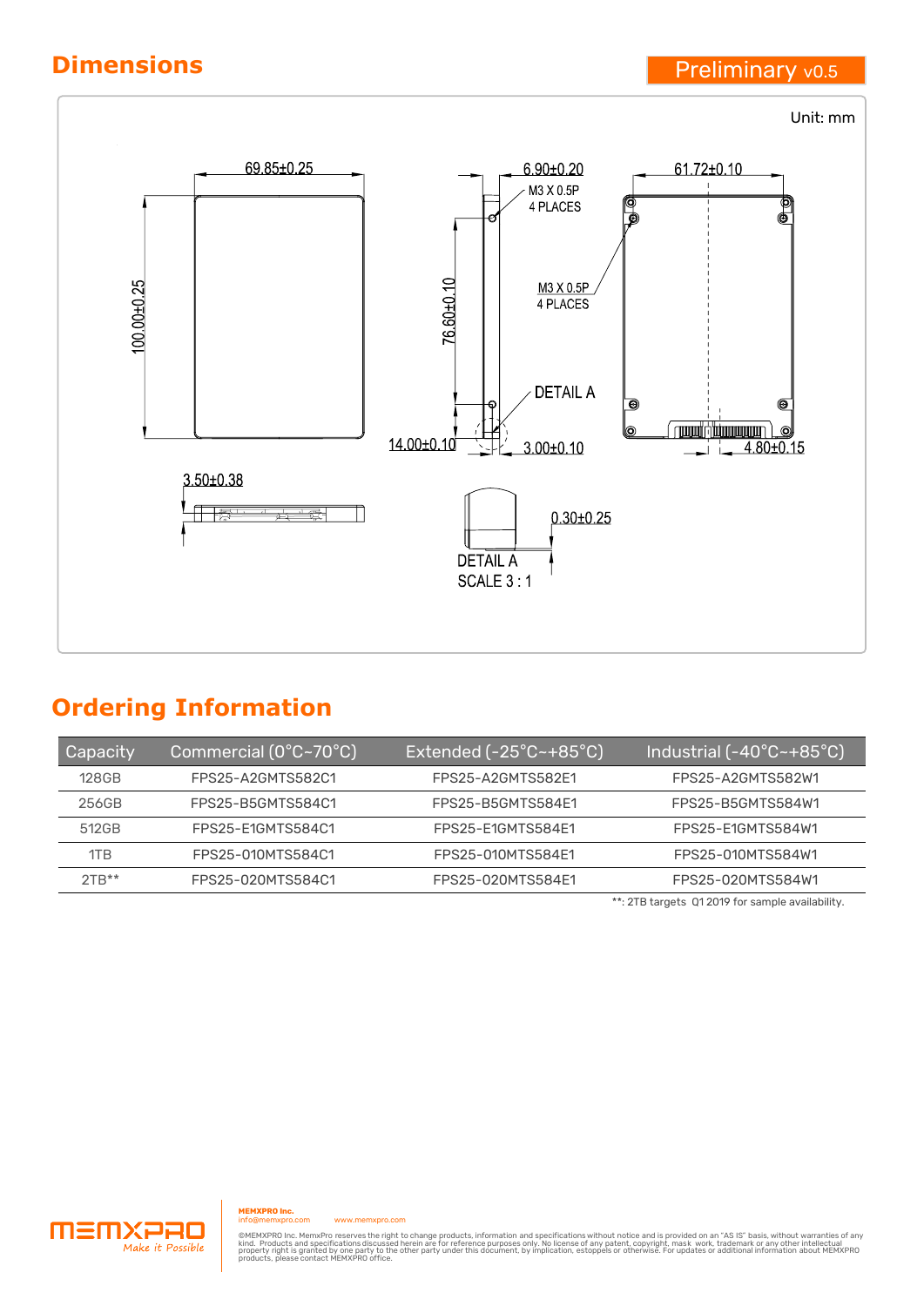## Dimensions

Preliminary v0.5

Unit: mm

69.85±0.25

100.00±0.25

6.90±0.20

M3 X 0.5P
4 PLACES

76.60±0.10

M3 X 0.5P
4 PLACES

DETAIL A

14.00±0.10

3.00±0.10

61.72±0.10

4.80±0.15

3.50±0.38

0.30±0.25

DETAIL A
SCALE 3 : 1

## Ordering Information

| Capacity | Commercial (0°C~70°C) | Extended (-25°C~+85°C) | Industrial (-40°C~+85°C) |
|---|---|---|---|
| 128GB | FPS25-A2GMTS582C1 | FPS25-A2GMTS582E1 | FPS25-A2GMTS582W1 |
| 256GB | FPS25-B5GMTS584C1 | FPS25-B5GMTS584E1 | FPS25-B5GMTS584W1 |
| 512GB | FPS25-E1GMTS584C1 | FPS25-E1GMTS584E1 | FPS25-E1GMTS584W1 |
| 1TB | FPS25-010MTS584C1 | FPS25-010MTS584E1 | FPS25-010MTS584W1 |
| 2TB** | FPS25-020MTS584C1 | FPS25-020MTS584E1 | FPS25-020MTS584W1 |

**: 2TB targets Q1 2019 for sample availability.

MEMXPRO Inc.
info@memxpro.com www.memxpro.com

©MEMXPRO Inc. MemxPro reserves the right to change products, information and specifications without notice and is provided on an "AS IS" basis, without warranties of any kind. Products and specifications discussed herein are for reference purposes only. No license of any patent, copyright, mask work, trademark or any other intellectual property right is granted by one party to the other party under this document, by implication, estoppels or otherwise. For updates or additional information about MEMXPRO products, please contact MEMXPRO office.